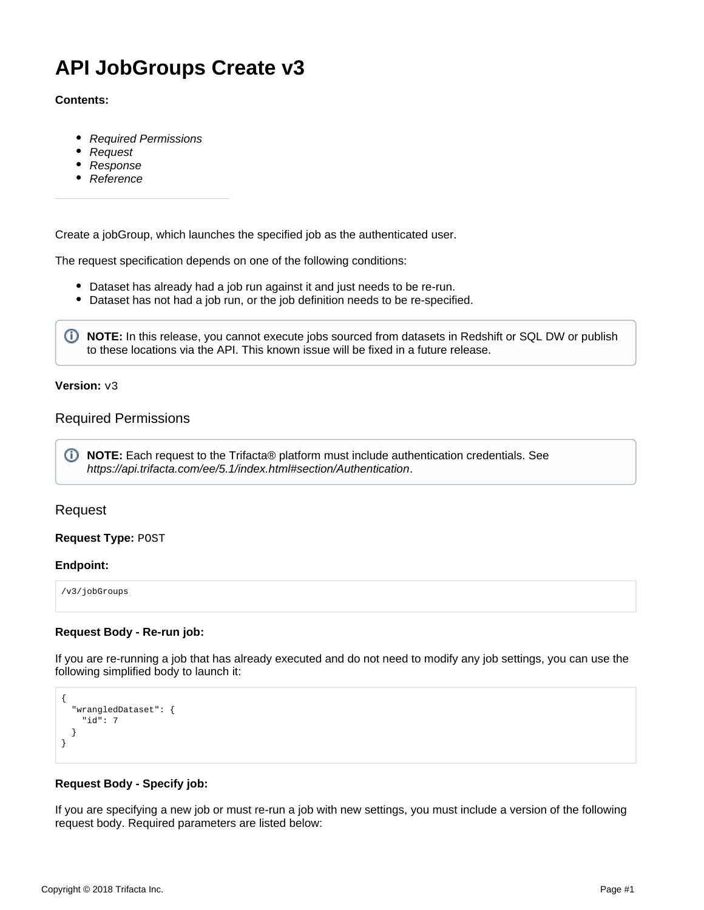# API JobGroups Create v3

**Contents:**

- *Required Permissions*
- *Request*
- *Response*
- *Reference*

---

Create a jobGroup, which launches the specified job as the authenticated user.

The request specification depends on one of the following conditions:

- Dataset has already had a job run against it and just needs to be re-run.
- Dataset has not had a job run, or the job definition needs to be re-specified.

> **NOTE:** In this release, you cannot execute jobs sourced from datasets in Redshift or SQL DW or publish to these locations via the API. This known issue will be fixed in a future release.

**Version:** v3

## Required Permissions

> **NOTE:** Each request to the Trifacta® platform must include authentication credentials. See *https://api.trifacta.com/ee/5.1/index.html#section/Authentication*.

## Request

**Request Type:** POST

**Endpoint:**

```
/v3/jobGroups
```

**Request Body - Re-run job:**

If you are re-running a job that has already executed and do not need to modify any job settings, you can use the following simplified body to launch it:

```
{
  "wrangledDataset": {
    "id": 7
  }
}
```

**Request Body - Specify job:**

If you are specifying a new job or must re-run a job with new settings, you must include a version of the following request body. Required parameters are listed below: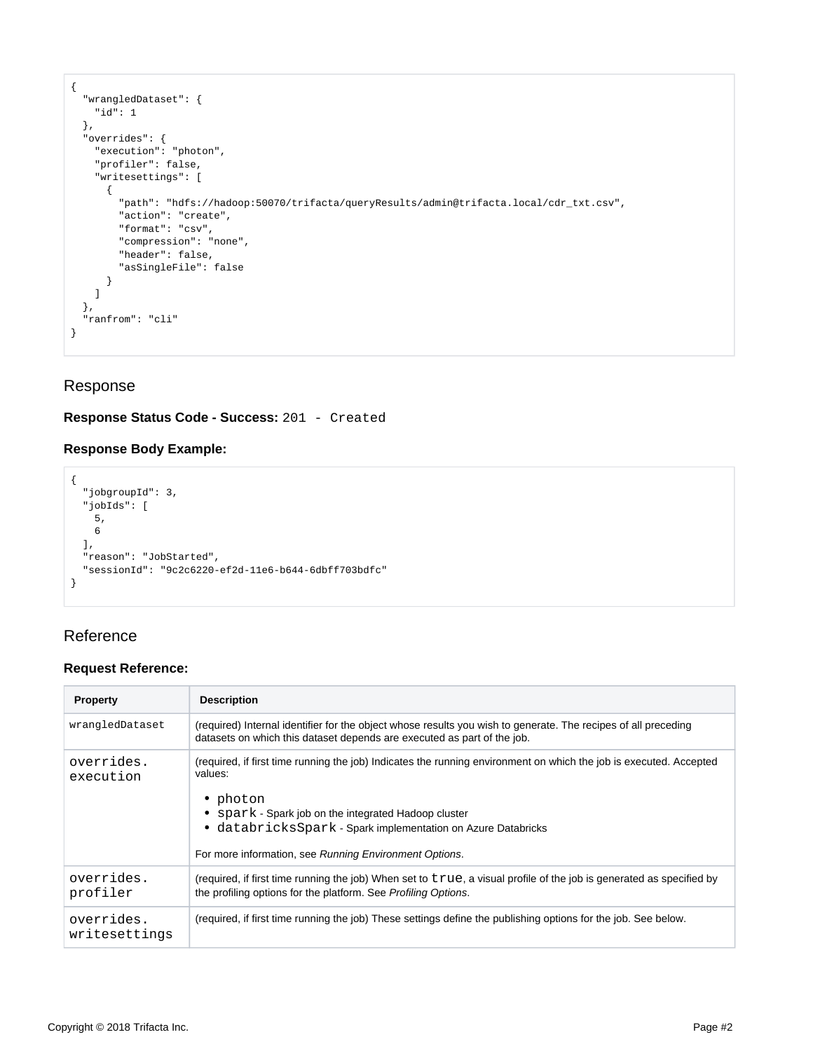```
{
  "wrangledDataset": {
    "id": 1
  },
  "overrides": {
    "execution": "photon",
    "profiler": false,
    "writesettings": [
      {
        "path": "hdfs://hadoop:50070/trifacta/queryResults/admin@trifacta.local/cdr_txt.csv",
        "action": "create",
        "format": "csv",
        "compression": "none",
        "header": false,
        "asSingleFile": false
      }
    ]
  },
  "ranfrom": "cli"
}
```

## Response

**Response Status Code - Success:** `201 - Created`

**Response Body Example:**

```
{
  "jobgroupId": 3,
  "jobIds": [
    5,
    6
  ],
  "reason": "JobStarted",
  "sessionId": "9c2c6220-ef2d-11e6-b644-6dbff703bdfc"
}
```

## Reference

**Request Reference:**

| Property | Description |
| --- | --- |
| `wrangledDataset` | (required) Internal identifier for the object whose results you wish to generate. The recipes of all preceding datasets on which this dataset depends are executed as part of the job. |
| `overrides.execution` | (required, if first time running the job) Indicates the running environment on which the job is executed. Accepted values: <ul><li>`photon`</li><li>`spark` - Spark job on the integrated Hadoop cluster</li><li>`databricksSpark` - Spark implementation on Azure Databricks</li></ul> For more information, see *Running Environment Options*. |
| `overrides.profiler` | (required, if first time running the job) When set to `true`, a visual profile of the job is generated as specified by the profiling options for the platform. See *Profiling Options*. |
| `overrides.writesettings` | (required, if first time running the job) These settings define the publishing options for the job. See below. |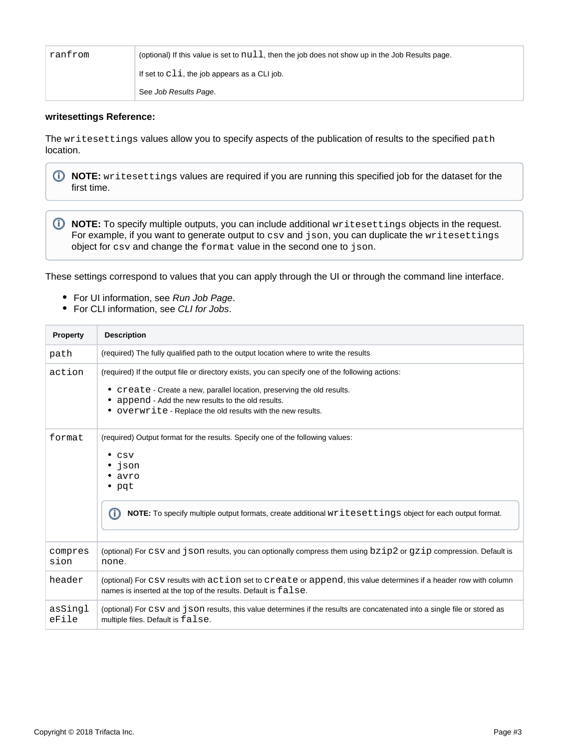| | |
|---|---|
| `ranfrom` | (optional) If this value is set to `null`, then the job does not show up in the Job Results page.<br><br>If set to `cli`, the job appears as a CLI job.<br><br>See *Job Results Page*. |

**writesettings Reference:**

The `writesettings` values allow you to specify aspects of the publication of results to the specified `path` location.

> **NOTE:** `writesettings` values are required if you are running this specified job for the dataset for the first time.

> **NOTE:** To specify multiple outputs, you can include additional `writesettings` objects in the request. For example, if you want to generate output to `csv` and `json`, you can duplicate the `writesettings` object for `csv` and change the `format` value in the second one to `json`.

These settings correspond to values that you can apply through the UI or through the command line interface.

- For UI information, see *Run Job Page*.
- For CLI information, see *CLI for Jobs*.

| Property | Description |
|---|---|
| `path` | (required) The fully qualified path to the output location where to write the results |
| `action` | (required) If the output file or directory exists, you can specify one of the following actions:<br>• `create` - Create a new, parallel location, preserving the old results.<br>• `append` - Add the new results to the old results.<br>• `overwrite` - Replace the old results with the new results. |
| `format` | (required) Output format for the results. Specify one of the following values:<br>• `csv`<br>• `json`<br>• `avro`<br>• `pqt`<br><br>**NOTE:** To specify multiple output formats, create additional `writesettings` object for each output format. |
| `compression` | (optional) For `csv` and `json` results, you can optionally compress them using `bzip2` or `gzip` compression. Default is `none`. |
| `header` | (optional) For `csv` results with `action` set to `create` or `append`, this value determines if a header row with column names is inserted at the top of the results. Default is `false`. |
| `asSingleFile` | (optional) For `csv` and `json` results, this value determines if the results are concatenated into a single file or stored as multiple files. Default is `false`. |